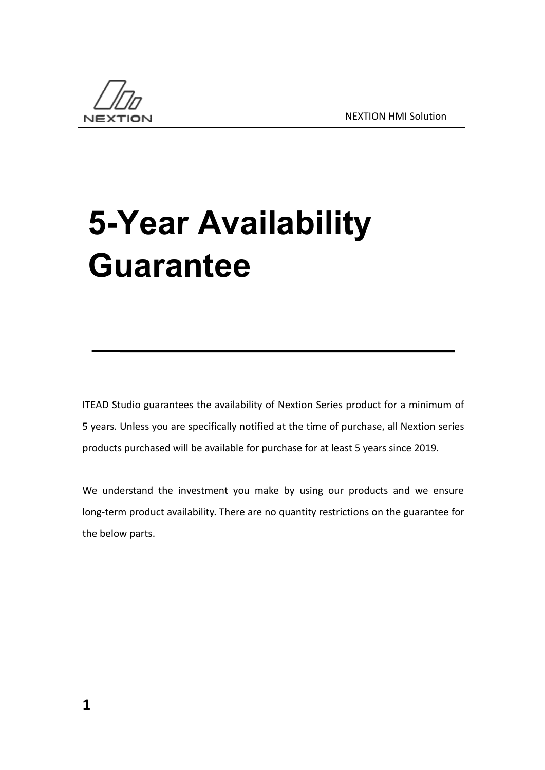# 5-Year Availability Guarantee

ITEAD Studio guarantees the availability of Nextion Series product for a minimum of 5 years. Unless you are specifically notified at the time of purchase, all Nextion series products purchased will be available for purchase for at least 5 years since 2019.

We understand the investment you make by using our products and we ensure long-term product availability. There are no quantity restrictions on the guarantee for the below parts.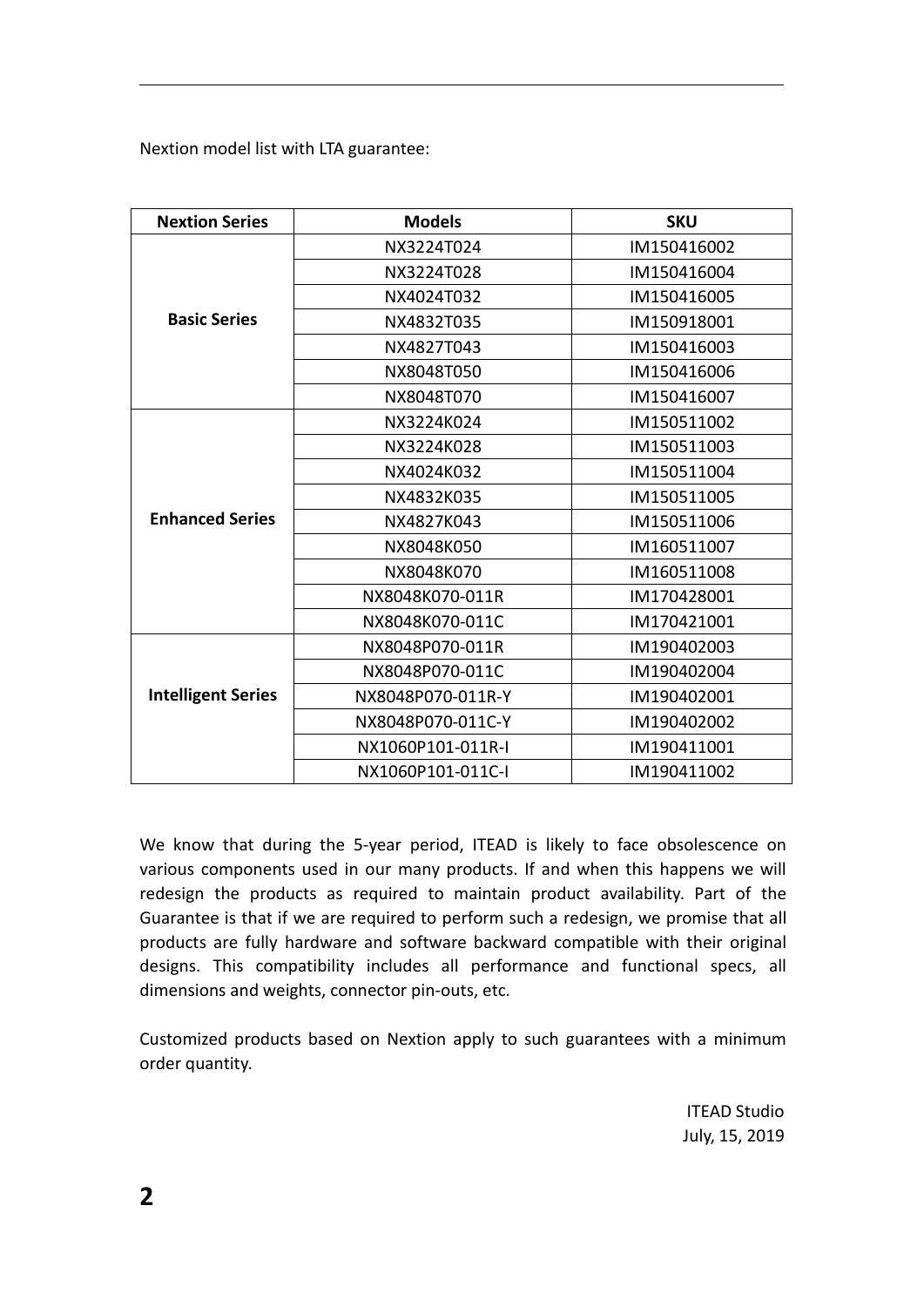Nextion model list with LTA guarantee:

| Nextion Series | Models | SKU |
|---|---|---|
| Basic Series | NX3224T024 | IM150416002 |
| | NX3224T028 | IM150416004 |
| | NX4024T032 | IM150416005 |
| | NX4832T035 | IM150918001 |
| | NX4827T043 | IM150416003 |
| | NX8048T050 | IM150416006 |
| | NX8048T070 | IM150416007 |
| Enhanced Series | NX3224K024 | IM150511002 |
| | NX3224K028 | IM150511003 |
| | NX4024K032 | IM150511004 |
| | NX4832K035 | IM150511005 |
| | NX4827K043 | IM150511006 |
| | NX8048K050 | IM160511007 |
| | NX8048K070 | IM160511008 |
| | NX8048K070-011R | IM170428001 |
| | NX8048K070-011C | IM170421001 |
| Intelligent Series | NX8048P070-011R | IM190402003 |
| | NX8048P070-011C | IM190402004 |
| | NX8048P070-011R-Y | IM190402001 |
| | NX8048P070-011C-Y | IM190402002 |
| | NX1060P101-011R-I | IM190411001 |
| | NX1060P101-011C-I | IM190411002 |

We know that during the 5-year period, ITEAD is likely to face obsolescence on various components used in our many products. If and when this happens we will redesign the products as required to maintain product availability. Part of the Guarantee is that if we are required to perform such a redesign, we promise that all products are fully hardware and software backward compatible with their original designs. This compatibility includes all performance and functional specs, all dimensions and weights, connector pin-outs, etc.

Customized products based on Nextion apply to such guarantees with a minimum order quantity.

ITEAD Studio
July, 15, 2019